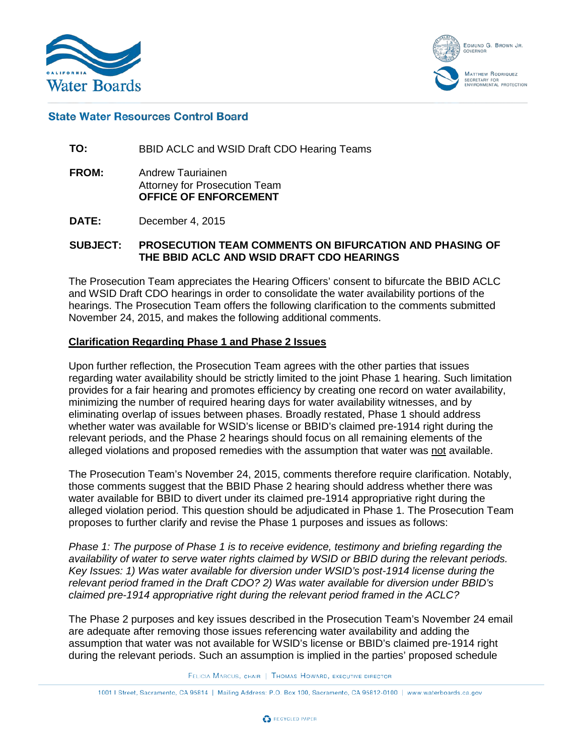**State Water Resources Control Board**

**TO:** BBID ACLC and WSID Draft CDO Hearing Teams

**FROM:** Andrew Tauriainen
Attorney for Prosecution Team
**OFFICE OF ENFORCEMENT**

**DATE:** December 4, 2015

**SUBJECT: PROSECUTION TEAM COMMENTS ON BIFURCATION AND PHASING OF THE BBID ACLC AND WSID DRAFT CDO HEARINGS**

The Prosecution Team appreciates the Hearing Officers' consent to bifurcate the BBID ACLC and WSID Draft CDO hearings in order to consolidate the water availability portions of the hearings. The Prosecution Team offers the following clarification to the comments submitted November 24, 2015, and makes the following additional comments.

**Clarification Regarding Phase 1 and Phase 2 Issues**

Upon further reflection, the Prosecution Team agrees with the other parties that issues regarding water availability should be strictly limited to the joint Phase 1 hearing. Such limitation provides for a fair hearing and promotes efficiency by creating one record on water availability, minimizing the number of required hearing days for water availability witnesses, and by eliminating overlap of issues between phases. Broadly restated, Phase 1 should address whether water was available for WSID's license or BBID's claimed pre-1914 right during the relevant periods, and the Phase 2 hearings should focus on all remaining elements of the alleged violations and proposed remedies with the assumption that water was not available.

The Prosecution Team's November 24, 2015, comments therefore require clarification. Notably, those comments suggest that the BBID Phase 2 hearing should address whether there was water available for BBID to divert under its claimed pre-1914 appropriative right during the alleged violation period. This question should be adjudicated in Phase 1. The Prosecution Team proposes to further clarify and revise the Phase 1 purposes and issues as follows:

*Phase 1: The purpose of Phase 1 is to receive evidence, testimony and briefing regarding the availability of water to serve water rights claimed by WSID or BBID during the relevant periods. Key Issues: 1) Was water available for diversion under WSID's post-1914 license during the relevant period framed in the Draft CDO? 2) Was water available for diversion under BBID's claimed pre-1914 appropriative right during the relevant period framed in the ACLC?*

The Phase 2 purposes and key issues described in the Prosecution Team's November 24 email are adequate after removing those issues referencing water availability and adding the assumption that water was not available for WSID's license or BBID's claimed pre-1914 right during the relevant periods. Such an assumption is implied in the parties' proposed schedule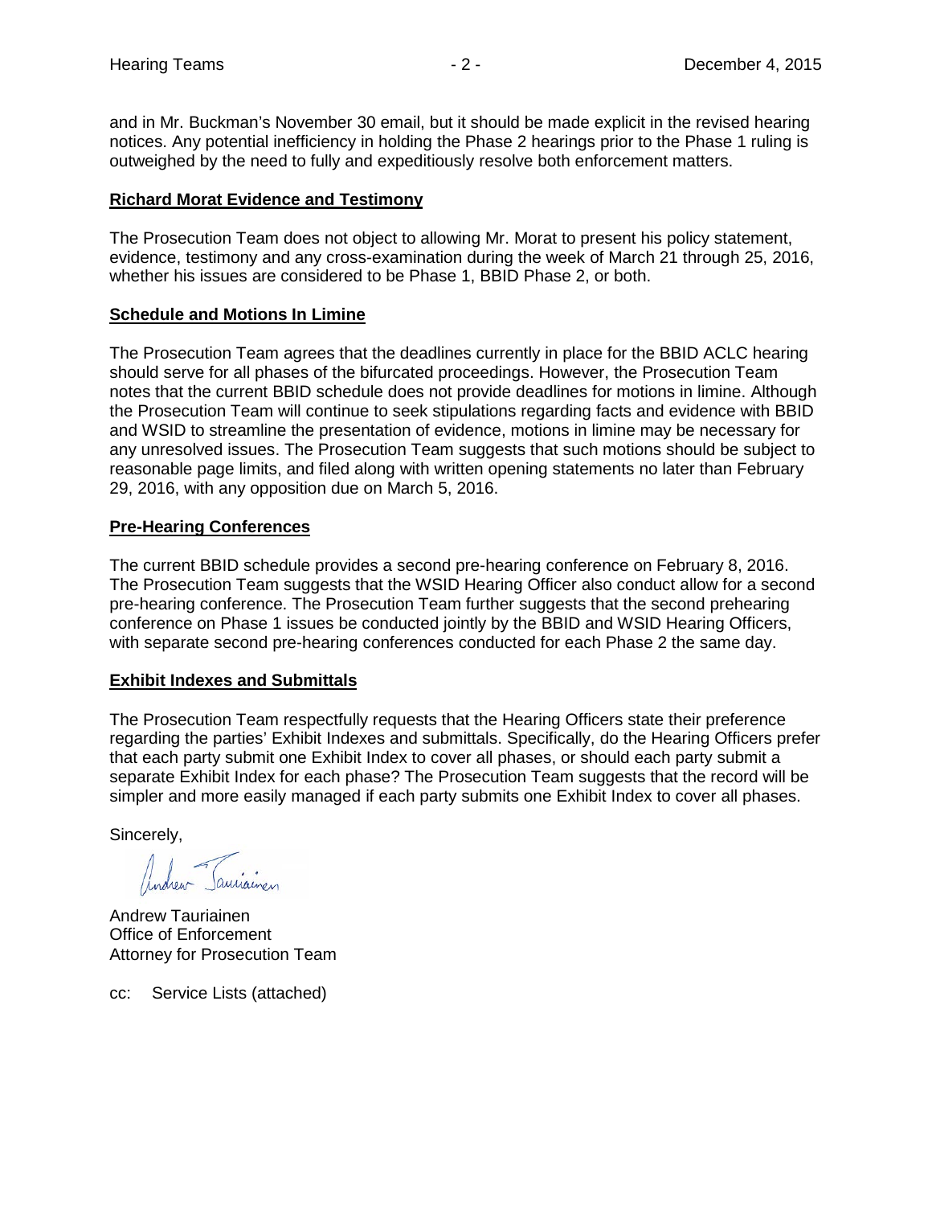and in Mr. Buckman's November 30 email, but it should be made explicit in the revised hearing notices. Any potential inefficiency in holding the Phase 2 hearings prior to the Phase 1 ruling is outweighed by the need to fully and expeditiously resolve both enforcement matters.

**Richard Morat Evidence and Testimony**

The Prosecution Team does not object to allowing Mr. Morat to present his policy statement, evidence, testimony and any cross-examination during the week of March 21 through 25, 2016, whether his issues are considered to be Phase 1, BBID Phase 2, or both.

**Schedule and Motions In Limine**

The Prosecution Team agrees that the deadlines currently in place for the BBID ACLC hearing should serve for all phases of the bifurcated proceedings. However, the Prosecution Team notes that the current BBID schedule does not provide deadlines for motions in limine. Although the Prosecution Team will continue to seek stipulations regarding facts and evidence with BBID and WSID to streamline the presentation of evidence, motions in limine may be necessary for any unresolved issues. The Prosecution Team suggests that such motions should be subject to reasonable page limits, and filed along with written opening statements no later than February 29, 2016, with any opposition due on March 5, 2016.

**Pre-Hearing Conferences**

The current BBID schedule provides a second pre-hearing conference on February 8, 2016. The Prosecution Team suggests that the WSID Hearing Officer also conduct allow for a second pre-hearing conference. The Prosecution Team further suggests that the second prehearing conference on Phase 1 issues be conducted jointly by the BBID and WSID Hearing Officers, with separate second pre-hearing conferences conducted for each Phase 2 the same day.

**Exhibit Indexes and Submittals**

The Prosecution Team respectfully requests that the Hearing Officers state their preference regarding the parties' Exhibit Indexes and submittals. Specifically, do the Hearing Officers prefer that each party submit one Exhibit Index to cover all phases, or should each party submit a separate Exhibit Index for each phase? The Prosecution Team suggests that the record will be simpler and more easily managed if each party submits one Exhibit Index to cover all phases.

Sincerely,

Andrew Tauriainen
Office of Enforcement
Attorney for Prosecution Team

cc: Service Lists (attached)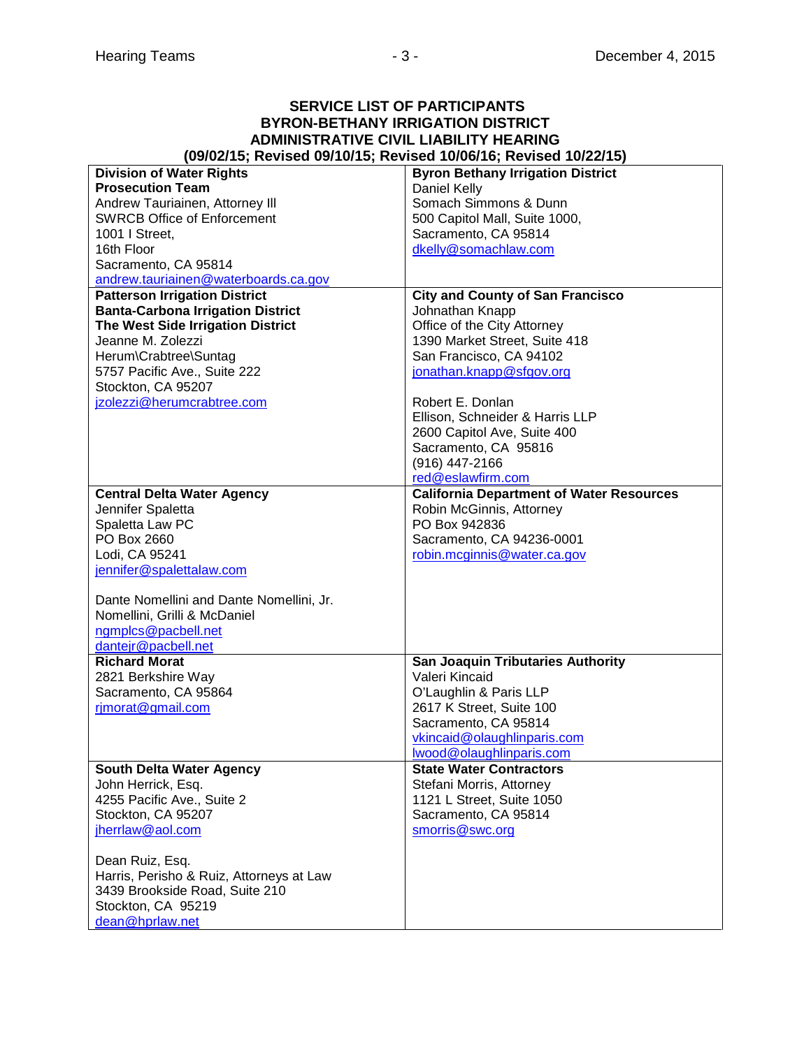**SERVICE LIST OF PARTICIPANTS**
**BYRON-BETHANY IRRIGATION DISTRICT**
**ADMINISTRATIVE CIVIL LIABILITY HEARING**
**(09/02/15; Revised 09/10/15; Revised 10/06/16; Revised 10/22/15)**

| | |
|---|---|
| **Division of Water Rights Prosecution Team**<br>Andrew Tauriainen, Attorney III<br>SWRCB Office of Enforcement<br>1001 I Street,<br>16th Floor<br>Sacramento, CA 95814<br>andrew.tauriainen@waterboards.ca.gov | **Byron Bethany Irrigation District**<br>Daniel Kelly<br>Somach Simmons & Dunn<br>500 Capitol Mall, Suite 1000,<br>Sacramento, CA 95814<br>dkelly@somachlaw.com |
| **Patterson Irrigation District**<br>**Banta-Carbona Irrigation District**<br>**The West Side Irrigation District**<br>Jeanne M. Zolezzi<br>Herum\Crabtree\Suntag<br>5757 Pacific Ave., Suite 222<br>Stockton, CA 95207<br>jzolezzi@herumcrabtree.com | **City and County of San Francisco**<br>Johnathan Knapp<br>Office of the City Attorney<br>1390 Market Street, Suite 418<br>San Francisco, CA 94102<br>jonathan.knapp@sfgov.org<br><br>Robert E. Donlan<br>Ellison, Schneider & Harris LLP<br>2600 Capitol Ave, Suite 400<br>Sacramento, CA 95816<br>(916) 447-2166<br>red@eslawfirm.com |
| **Central Delta Water Agency**<br>Jennifer Spaletta<br>Spaletta Law PC<br>PO Box 2660<br>Lodi, CA 95241<br>jennifer@spalettalaw.com<br><br>Dante Nomellini and Dante Nomellini, Jr.<br>Nomellini, Grilli & McDaniel<br>ngmplcs@pacbell.net<br>dantejr@pacbell.net | **California Department of Water Resources**<br>Robin McGinnis, Attorney<br>PO Box 942836<br>Sacramento, CA 94236-0001<br>robin.mcginnis@water.ca.gov |
| **Richard Morat**<br>2821 Berkshire Way<br>Sacramento, CA 95864<br>rjmorat@gmail.com | **San Joaquin Tributaries Authority**<br>Valeri Kincaid<br>O'Laughlin & Paris LLP<br>2617 K Street, Suite 100<br>Sacramento, CA 95814<br>vkincaid@olaughlinparis.com<br>lwood@olaughlinparis.com |
| **South Delta Water Agency**<br>John Herrick, Esq.<br>4255 Pacific Ave., Suite 2<br>Stockton, CA 95207<br>jherrlaw@aol.com<br><br>Dean Ruiz, Esq.<br>Harris, Perisho & Ruiz, Attorneys at Law<br>3439 Brookside Road, Suite 210<br>Stockton, CA 95219<br>dean@hprlaw.net | **State Water Contractors**<br>Stefani Morris, Attorney<br>1121 L Street, Suite 1050<br>Sacramento, CA 95814<br>smorris@swc.org |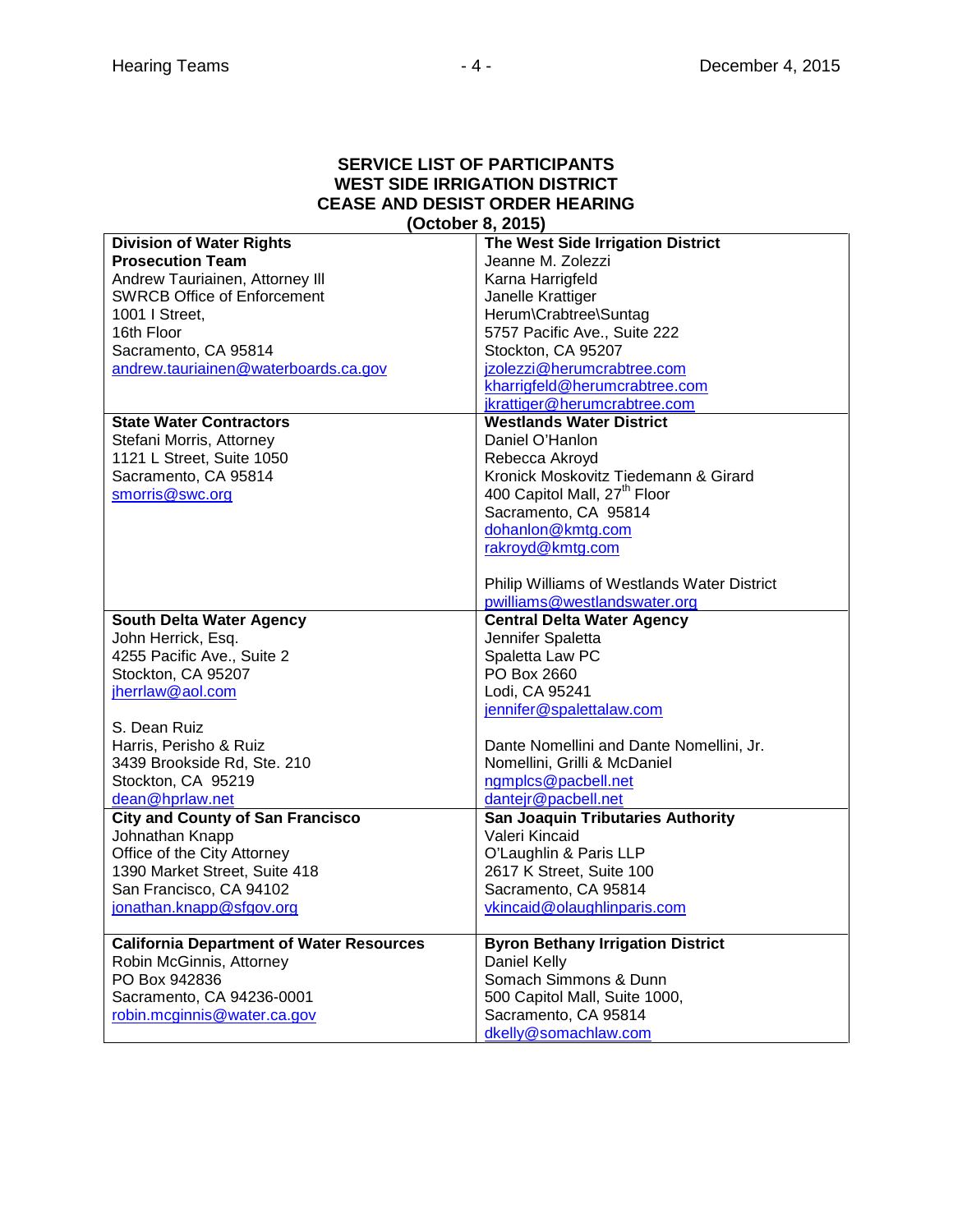**SERVICE LIST OF PARTICIPANTS**
**WEST SIDE IRRIGATION DISTRICT**
**CEASE AND DESIST ORDER HEARING**
**(October 8, 2015)**

| | |
|---|---|
| **Division of Water Rights Prosecution Team**<br>Andrew Tauriainen, Attorney III<br>SWRCB Office of Enforcement<br>1001 I Street,<br>16th Floor<br>Sacramento, CA 95814<br>andrew.tauriainen@waterboards.ca.gov | **The West Side Irrigation District**<br>Jeanne M. Zolezzi<br>Karna Harrigfeld<br>Janelle Krattiger<br>Herum\Crabtree\Suntag<br>5757 Pacific Ave., Suite 222<br>Stockton, CA 95207<br>jzolezzi@herumcrabtree.com<br>kharrigfeld@herumcrabtree.com<br>jkrattiger@herumcrabtree.com |
| **State Water Contractors**<br>Stefani Morris, Attorney<br>1121 L Street, Suite 1050<br>Sacramento, CA 95814<br>smorris@swc.org | **Westlands Water District**<br>Daniel O'Hanlon<br>Rebecca Akroyd<br>Kronick Moskovitz Tiedemann & Girard<br>400 Capitol Mall, 27th Floor<br>Sacramento, CA 95814<br>dohanlon@kmtg.com<br>rakroyd@kmtg.com<br><br>Philip Williams of Westlands Water District<br>pwilliams@westlandswater.org |
| **South Delta Water Agency**<br>John Herrick, Esq.<br>4255 Pacific Ave., Suite 2<br>Stockton, CA 95207<br>jherrlaw@aol.com<br><br>S. Dean Ruiz<br>Harris, Perisho & Ruiz<br>3439 Brookside Rd, Ste. 210<br>Stockton, CA 95219<br>dean@hprlaw.net | **Central Delta Water Agency**<br>Jennifer Spaletta<br>Spaletta Law PC<br>PO Box 2660<br>Lodi, CA 95241<br>jennifer@spalettalaw.com<br><br>Dante Nomellini and Dante Nomellini, Jr.<br>Nomellini, Grilli & McDaniel<br>ngmplcs@pacbell.net<br>dantejr@pacbell.net |
| **City and County of San Francisco**<br>Johnathan Knapp<br>Office of the City Attorney<br>1390 Market Street, Suite 418<br>San Francisco, CA 94102<br>jonathan.knapp@sfgov.org | **San Joaquin Tributaries Authority**<br>Valeri Kincaid<br>O'Laughlin & Paris LLP<br>2617 K Street, Suite 100<br>Sacramento, CA 95814<br>vkincaid@olaughlinparis.com |
| **California Department of Water Resources**<br>Robin McGinnis, Attorney<br>PO Box 942836<br>Sacramento, CA 94236-0001<br>robin.mcginnis@water.ca.gov | **Byron Bethany Irrigation District**<br>Daniel Kelly<br>Somach Simmons & Dunn<br>500 Capitol Mall, Suite 1000,<br>Sacramento, CA 95814<br>dkelly@somachlaw.com |